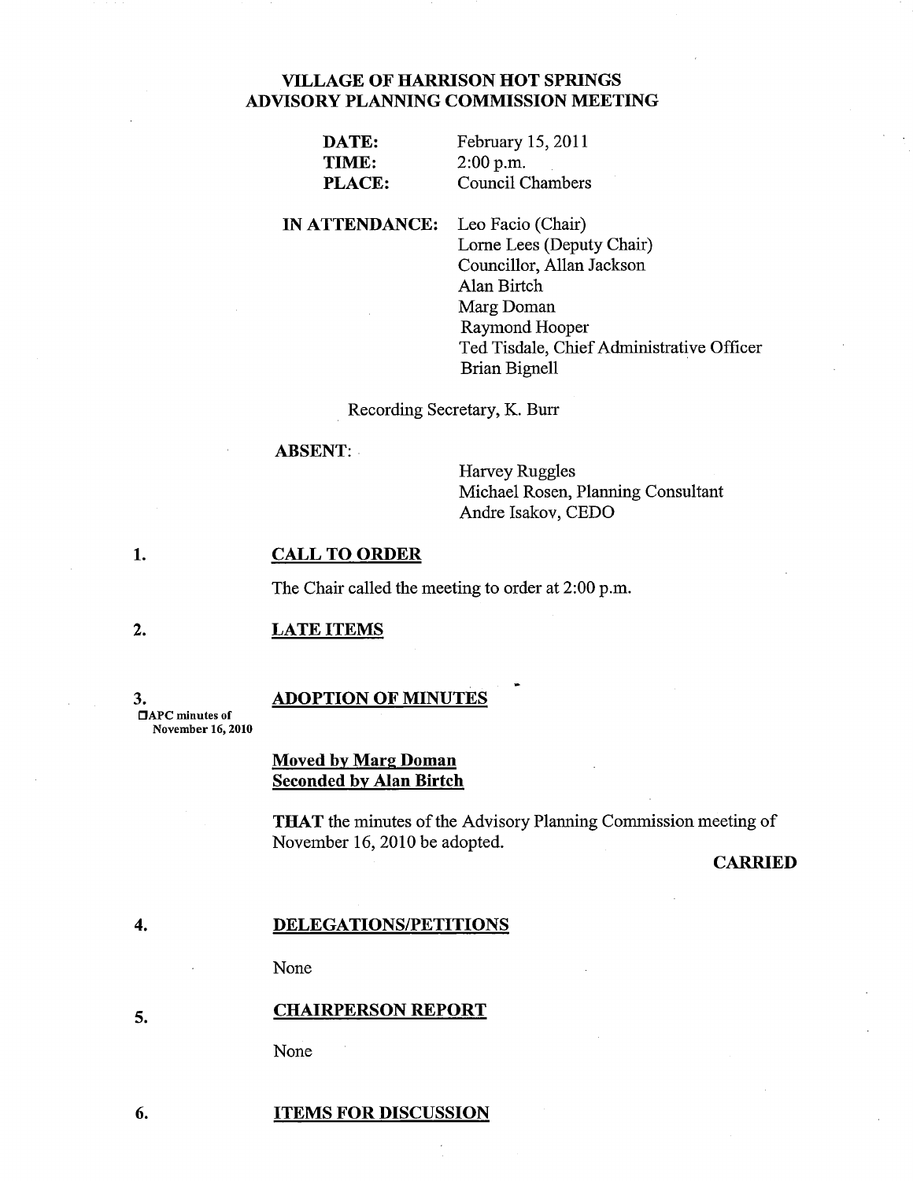# VILLAGE OF HARRISON HOT SPRINGS
# ADVISORY PLANNING COMMISSION MEETING

**DATE:** February 15, 2011
**TIME:** 2:00 p.m.
**PLACE:** Council Chambers

**IN ATTENDANCE:**
Leo Facio (Chair)
Lorne Lees (Deputy Chair)
Councillor, Allan Jackson
Alan Birtch
Marg Doman
Raymond Hooper
Ted Tisdale, Chief Administrative Officer
Brian Bignell

Recording Secretary, K. Burr

**ABSENT:**
Harvey Ruggles
Michael Rosen, Planning Consultant
Andre Isakov, CEDO

## 1. CALL TO ORDER

The Chair called the meeting to order at 2:00 p.m.

## 2. LATE ITEMS

## 3. ADOPTION OF MINUTES

☐APC minutes of November 16, 2010

**Moved by Marg Doman**
**Seconded by Alan Birtch**

**THAT** the minutes of the Advisory Planning Commission meeting of November 16, 2010 be adopted.

**CARRIED**

## 4. DELEGATIONS/PETITIONS

None

## 5. CHAIRPERSON REPORT

None

## 6. ITEMS FOR DISCUSSION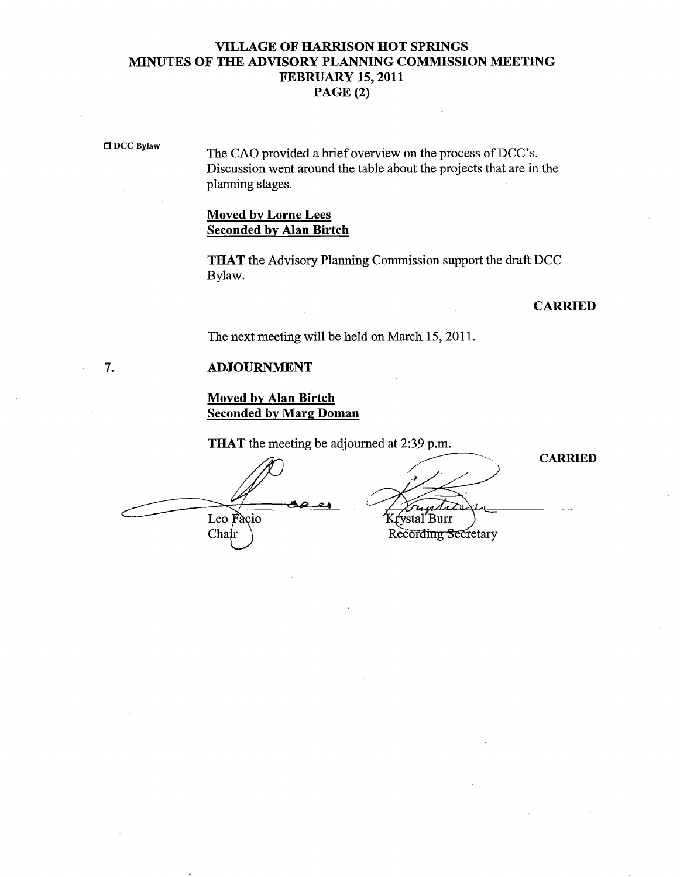❑ DCC Bylaw

The CAO provided a brief overview on the process of DCC's. Discussion went around the table about the projects that are in the planning stages.

**Moved by Lorne Lees**
**Seconded by Alan Birtch**

**THAT** the Advisory Planning Commission support the draft DCC Bylaw.

**CARRIED**

The next meeting will be held on March 15, 2011.

**7. ADJOURNMENT**

**Moved by Alan Birtch**
**Seconded by Marg Doman**

**THAT** the meeting be adjourned at 2:39 p.m.

**CARRIED**

Leo Facio
Chair

Krystal Burr
Recording Secretary